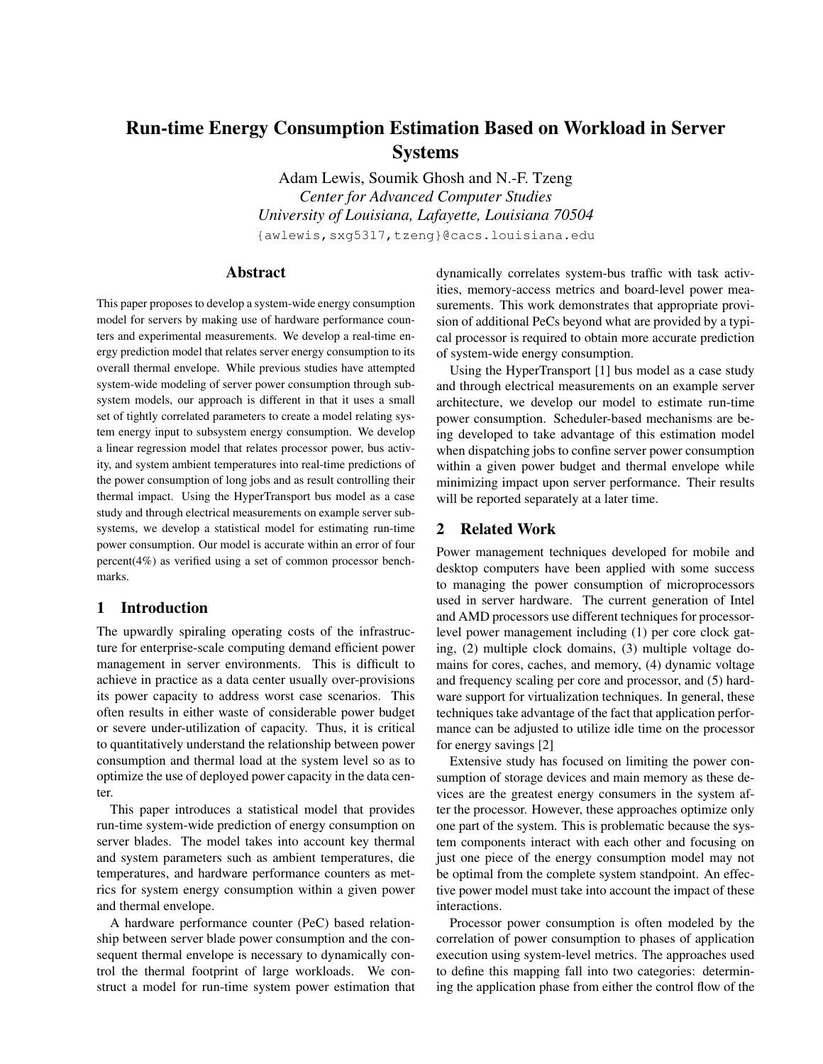# Run-time Energy Consumption Estimation Based on Workload in Server Systems

Adam Lewis, Soumik Ghosh and N.-F. Tzeng
*Center for Advanced Computer Studies*
*University of Louisiana, Lafayette, Louisiana 70504*
{awlewis,sxg5317,tzeng}@cacs.louisiana.edu

## Abstract

This paper proposes to develop a system-wide energy consumption model for servers by making use of hardware performance counters and experimental measurements. We develop a real-time energy prediction model that relates server energy consumption to its overall thermal envelope. While previous studies have attempted system-wide modeling of server power consumption through subsystem models, our approach is different in that it uses a small set of tightly correlated parameters to create a model relating system energy input to subsystem energy consumption. We develop a linear regression model that relates processor power, bus activity, and system ambient temperatures into real-time predictions of the power consumption of long jobs and as result controlling their thermal impact. Using the HyperTransport bus model as a case study and through electrical measurements on example server subsystems, we develop a statistical model for estimating run-time power consumption. Our model is accurate within an error of four percent(4%) as verified using a set of common processor benchmarks.

## 1 Introduction

The upwardly spiraling operating costs of the infrastructure for enterprise-scale computing demand efficient power management in server environments. This is difficult to achieve in practice as a data center usually over-provisions its power capacity to address worst case scenarios. This often results in either waste of considerable power budget or severe under-utilization of capacity. Thus, it is critical to quantitatively understand the relationship between power consumption and thermal load at the system level so as to optimize the use of deployed power capacity in the data center.

This paper introduces a statistical model that provides run-time system-wide prediction of energy consumption on server blades. The model takes into account key thermal and system parameters such as ambient temperatures, die temperatures, and hardware performance counters as metrics for system energy consumption within a given power and thermal envelope.

A hardware performance counter (PeC) based relationship between server blade power consumption and the consequent thermal envelope is necessary to dynamically control the thermal footprint of large workloads. We construct a model for run-time system power estimation that dynamically correlates system-bus traffic with task activities, memory-access metrics and board-level power measurements. This work demonstrates that appropriate provision of additional PeCs beyond what are provided by a typical processor is required to obtain more accurate prediction of system-wide energy consumption.

Using the HyperTransport [1] bus model as a case study and through electrical measurements on an example server architecture, we develop our model to estimate run-time power consumption. Scheduler-based mechanisms are being developed to take advantage of this estimation model when dispatching jobs to confine server power consumption within a given power budget and thermal envelope while minimizing impact upon server performance. Their results will be reported separately at a later time.

## 2 Related Work

Power management techniques developed for mobile and desktop computers have been applied with some success to managing the power consumption of microprocessors used in server hardware. The current generation of Intel and AMD processors use different techniques for processor-level power management including (1) per core clock gating, (2) multiple clock domains, (3) multiple voltage domains for cores, caches, and memory, (4) dynamic voltage and frequency scaling per core and processor, and (5) hardware support for virtualization techniques. In general, these techniques take advantage of the fact that application performance can be adjusted to utilize idle time on the processor for energy savings [2]

Extensive study has focused on limiting the power consumption of storage devices and main memory as these devices are the greatest energy consumers in the system after the processor. However, these approaches optimize only one part of the system. This is problematic because the system components interact with each other and focusing on just one piece of the energy consumption model may not be optimal from the complete system standpoint. An effective power model must take into account the impact of these interactions.

Processor power consumption is often modeled by the correlation of power consumption to phases of application execution using system-level metrics. The approaches used to define this mapping fall into two categories: determining the application phase from either the control flow of the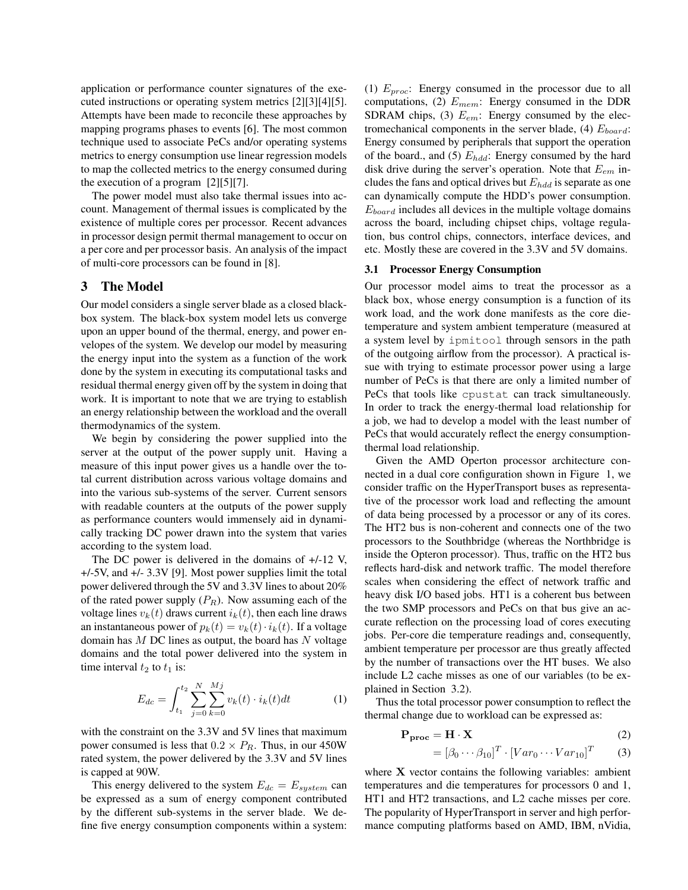application or performance counter signatures of the executed instructions or operating system metrics [2][3][4][5]. Attempts have been made to reconcile these approaches by mapping programs phases to events [6]. The most common technique used to associate PeCs and/or operating systems metrics to energy consumption use linear regression models to map the collected metrics to the energy consumed during the execution of a program [2][5][7].

The power model must also take thermal issues into account. Management of thermal issues is complicated by the existence of multiple cores per processor. Recent advances in processor design permit thermal management to occur on a per core and per processor basis. An analysis of the impact of multi-core processors can be found in [8].

## 3 The Model

Our model considers a single server blade as a closed black-box system. The black-box system model lets us converge upon an upper bound of the thermal, energy, and power envelopes of the system. We develop our model by measuring the energy input into the system as a function of the work done by the system in executing its computational tasks and residual thermal energy given off by the system in doing that work. It is important to note that we are trying to establish an energy relationship between the workload and the overall thermodynamics of the system.

We begin by considering the power supplied into the server at the output of the power supply unit. Having a measure of this input power gives us a handle over the total current distribution across various voltage domains and into the various sub-systems of the server. Current sensors with readable counters at the outputs of the power supply as performance counters would immensely aid in dynamically tracking DC power drawn into the system that varies according to the system load.

The DC power is delivered in the domains of +/-12 V, +/-5V, and +/- 3.3V [9]. Most power supplies limit the total power delivered through the 5V and 3.3V lines to about 20% of the rated power supply ($P_R$). Now assuming each of the voltage lines $v_k(t)$ draws current $i_k(t)$, then each line draws an instantaneous power of $p_k(t) = v_k(t) \cdot i_k(t)$. If a voltage domain has $M$ DC lines as output, the board has $N$ voltage domains and the total power delivered into the system in time interval $t_2$ to $t_1$ is:

$$E_{dc} = \int_{t_1}^{t_2} \sum_{j=0}^{N} \sum_{k=0}^{Mj} v_k(t) \cdot i_k(t) dt \qquad (1)$$

with the constraint on the 3.3V and 5V lines that maximum power consumed is less that $0.2 \times P_R$. Thus, in our 450W rated system, the power delivered by the 3.3V and 5V lines is capped at 90W.

This energy delivered to the system $E_{dc} = E_{system}$ can be expressed as a sum of energy component contributed by the different sub-systems in the server blade. We define five energy consumption components within a system: (1) $E_{proc}$: Energy consumed in the processor due to all computations, (2) $E_{mem}$: Energy consumed in the DDR SDRAM chips, (3) $E_{em}$: Energy consumed by the electromechanical components in the server blade, (4) $E_{board}$: Energy consumed by peripherals that support the operation of the board., and (5) $E_{hdd}$: Energy consumed by the hard disk drive during the server's operation. Note that $E_{em}$ includes the fans and optical drives but $E_{hdd}$ is separate as one can dynamically compute the HDD's power consumption. $E_{board}$ includes all devices in the multiple voltage domains across the board, including chipset chips, voltage regulation, bus control chips, connectors, interface devices, and etc. Mostly these are covered in the 3.3V and 5V domains.

### 3.1 Processor Energy Consumption

Our processor model aims to treat the processor as a black box, whose energy consumption is a function of its work load, and the work done manifests as the core die-temperature and system ambient temperature (measured at a system level by `ipmitool` through sensors in the path of the outgoing airflow from the processor). A practical issue with trying to estimate processor power using a large number of PeCs is that there are only a limited number of PeCs that tools like `cpustat` can track simultaneously. In order to track the energy-thermal load relationship for a job, we had to develop a model with the least number of PeCs that would accurately reflect the energy consumption-thermal load relationship.

Given the AMD Operton processor architecture connected in a dual core configuration shown in Figure 1, we consider traffic on the HyperTransport buses as representative of the processor work load and reflecting the amount of data being processed by a processor or any of its cores. The HT2 bus is non-coherent and connects one of the two processors to the Southbridge (whereas the Northbridge is inside the Opteron processor). Thus, traffic on the HT2 bus reflects hard-disk and network traffic. The model therefore scales when considering the effect of network traffic and heavy disk I/O based jobs. HT1 is a coherent bus between the two SMP processors and PeCs on that bus give an accurate reflection on the processing load of cores executing jobs. Per-core die temperature readings and, consequently, ambient temperature per processor are thus greatly affected by the number of transactions over the HT buses. We also include L2 cache misses as one of our variables (to be explained in Section 3.2).

Thus the total processor power consumption to reflect the thermal change due to workload can be expressed as:

$$\mathbf{P_{proc}} = \mathbf{H} \cdot \mathbf{X} \qquad (2)$$

$$= [\beta_0 \cdots \beta_{10}]^T \cdot [Var_0 \cdots Var_{10}]^T \qquad (3)$$

where $\mathbf{X}$ vector contains the following variables: ambient temperatures and die temperatures for processors 0 and 1, HT1 and HT2 transactions, and L2 cache misses per core. The popularity of HyperTransport in server and high performance computing platforms based on AMD, IBM, nVidia,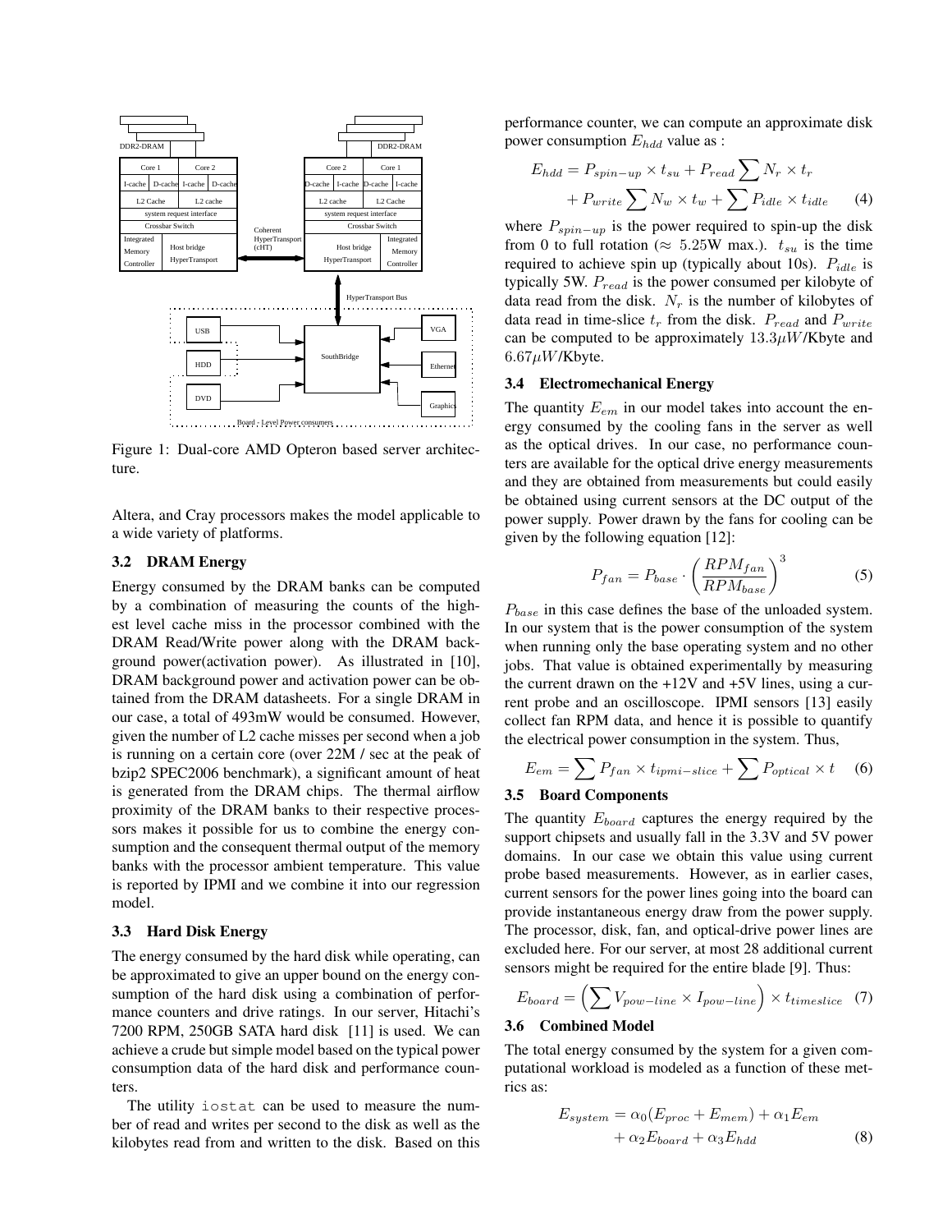Figure 1: Dual-core AMD Opteron based server architecture.

Altera, and Cray processors makes the model applicable to a wide variety of platforms.

### 3.2 DRAM Energy

Energy consumed by the DRAM banks can be computed by a combination of measuring the counts of the highest level cache miss in the processor combined with the DRAM Read/Write power along with the DRAM background power(activation power). As illustrated in [10], DRAM background power and activation power can be obtained from the DRAM datasheets. For a single DRAM in our case, a total of 493mW would be consumed. However, given the number of L2 cache misses per second when a job is running on a certain core (over 22M / sec at the peak of bzip2 SPEC2006 benchmark), a significant amount of heat is generated from the DRAM chips. The thermal airflow proximity of the DRAM banks to their respective processors makes it possible for us to combine the energy consumption and the consequent thermal output of the memory banks with the processor ambient temperature. This value is reported by IPMI and we combine it into our regression model.

### 3.3 Hard Disk Energy

The energy consumed by the hard disk while operating, can be approximated to give an upper bound on the energy consumption of the hard disk using a combination of performance counters and drive ratings. In our server, Hitachi's 7200 RPM, 250GB SATA hard disk [11] is used. We can achieve a crude but simple model based on the typical power consumption data of the hard disk and performance counters.

The utility `iostat` can be used to measure the number of read and writes per second to the disk as well as the kilobytes read from and written to the disk. Based on this performance counter, we can compute an approximate disk power consumption $E_{hdd}$ value as :

$$E_{hdd} = P_{spin-up} \times t_{su} + P_{read} \sum N_r \times t_r + P_{write} \sum N_w \times t_w + \sum P_{idle} \times t_{idle} \quad (4)$$

where $P_{spin-up}$ is the power required to spin-up the disk from 0 to full rotation ($\approx$ 5.25W max.). $t_{su}$ is the time required to achieve spin up (typically about 10s). $P_{idle}$ is typically 5W. $P_{read}$ is the power consumed per kilobyte of data read from the disk. $N_r$ is the number of kilobytes of data read in time-slice $t_r$ from the disk. $P_{read}$ and $P_{write}$ can be computed to be approximately $13.3\mu W$/Kbyte and $6.67\mu W$/Kbyte.

### 3.4 Electromechanical Energy

The quantity $E_{em}$ in our model takes into account the energy consumed by the cooling fans in the server as well as the optical drives. In our case, no performance counters are available for the optical drive energy measurements and they are obtained from measurements but could easily be obtained using current sensors at the DC output of the power supply. Power drawn by the fans for cooling can be given by the following equation [12]:

$$P_{fan} = P_{base} \cdot \left( \frac{RPM_{fan}}{RPM_{base}} \right)^3 \quad (5)$$

$P_{base}$ in this case defines the base of the unloaded system. In our system that is the power consumption of the system when running only the base operating system and no other jobs. That value is obtained experimentally by measuring the current drawn on the +12V and +5V lines, using a current probe and an oscilloscope. IPMI sensors [13] easily collect fan RPM data, and hence it is possible to quantify the electrical power consumption in the system. Thus,

$$E_{em} = \sum P_{fan} \times t_{ipmi-slice} + \sum P_{optical} \times t \quad (6)$$

### 3.5 Board Components

The quantity $E_{board}$ captures the energy required by the support chipsets and usually fall in the 3.3V and 5V power domains. In our case we obtain this value using current probe based measurements. However, as in earlier cases, current sensors for the power lines going into the board can provide instantaneous energy draw from the power supply. The processor, disk, fan, and optical-drive power lines are excluded here. For our server, at most 28 additional current sensors might be required for the entire blade [9]. Thus:

$$E_{board} = \left( \sum V_{pow-line} \times I_{pow-line} \right) \times t_{timeslice} \quad (7)$$

### 3.6 Combined Model

The total energy consumed by the system for a given computational workload is modeled as a function of these metrics as:

$$E_{system} = \alpha_0 (E_{proc} + E_{mem}) + \alpha_1 E_{em} + \alpha_2 E_{board} + \alpha_3 E_{hdd} \quad (8)$$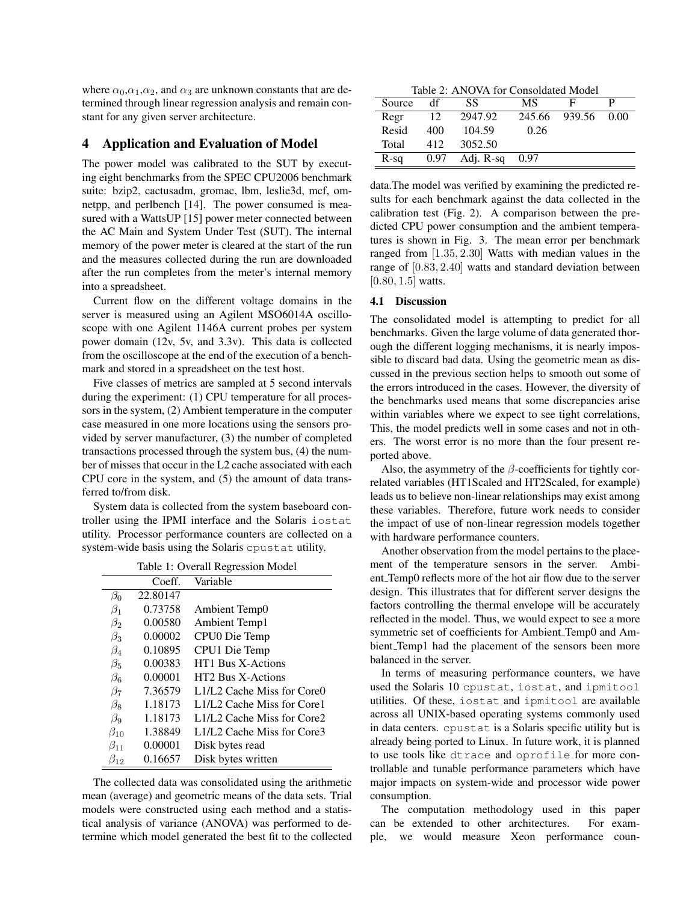where $\alpha_0$,$\alpha_1$,$\alpha_2$, and $\alpha_3$ are unknown constants that are determined through linear regression analysis and remain constant for any given server architecture.

## 4 Application and Evaluation of Model

The power model was calibrated to the SUT by executing eight benchmarks from the SPEC CPU2006 benchmark suite: bzip2, cactusadm, gromac, lbm, leslie3d, mcf, omnetpp, and perlbench [14]. The power consumed is measured with a WattsUP [15] power meter connected between the AC Main and System Under Test (SUT). The internal memory of the power meter is cleared at the start of the run and the measures collected during the run are downloaded after the run completes from the meter's internal memory into a spreadsheet.

Current flow on the different voltage domains in the server is measured using an Agilent MSO6014A oscilloscope with one Agilent 1146A current probes per system power domain (12v, 5v, and 3.3v). This data is collected from the oscilloscope at the end of the execution of a benchmark and stored in a spreadsheet on the test host.

Five classes of metrics are sampled at 5 second intervals during the experiment: (1) CPU temperature for all processors in the system, (2) Ambient temperature in the computer case measured in one more locations using the sensors provided by server manufacturer, (3) the number of completed transactions processed through the system bus, (4) the number of misses that occur in the L2 cache associated with each CPU core in the system, and (5) the amount of data transferred to/from disk.

System data is collected from the system baseboard controller using the IPMI interface and the Solaris `iostat` utility. Processor performance counters are collected on a system-wide basis using the Solaris `cpustat` utility.

Table 1: Overall Regression Model

| | Coeff. | Variable |
|---|---|---|
| $\beta_0$ | 22.80147 | |
| $\beta_1$ | 0.73758 | Ambient Temp0 |
| $\beta_2$ | 0.00580 | Ambient Temp1 |
| $\beta_3$ | 0.00002 | CPU0 Die Temp |
| $\beta_4$ | 0.10895 | CPU1 Die Temp |
| $\beta_5$ | 0.00383 | HT1 Bus X-Actions |
| $\beta_6$ | 0.00001 | HT2 Bus X-Actions |
| $\beta_7$ | 7.36579 | L1/L2 Cache Miss for Core0 |
| $\beta_8$ | 1.18173 | L1/L2 Cache Miss for Core1 |
| $\beta_9$ | 1.18173 | L1/L2 Cache Miss for Core2 |
| $\beta_{10}$ | 1.38849 | L1/L2 Cache Miss for Core3 |
| $\beta_{11}$ | 0.00001 | Disk bytes read |
| $\beta_{12}$ | 0.16657 | Disk bytes written |

The collected data was consolidated using the arithmetic mean (average) and geometric means of the data sets. Trial models were constructed using each method and a statistical analysis of variance (ANOVA) was performed to determine which model generated the best fit to the collected data.The model was verified by examining the predicted results for each benchmark against the data collected in the calibration test (Fig. 2). A comparison between the predicted CPU power consumption and the ambient temperatures is shown in Fig. 3. The mean error per benchmark ranged from $[1.35, 2.30]$ Watts with median values in the range of $[0.83, 2.40]$ watts and standard deviation between $[0.80, 1.5]$ watts.

Table 2: ANOVA for Consoldated Model

| Source | df | SS | MS | F | P |
|---|---|---|---|---|---|
| Regr | 12 | 2947.92 | 245.66 | 939.56 | 0.00 |
| Resid | 400 | 104.59 | 0.26 | | |
| Total | 412 | 3052.50 | | | |
| R-sq | 0.97 | Adj. R-sq | 0.97 | | |

### 4.1 Discussion

The consolidated model is attempting to predict for all benchmarks. Given the large volume of data generated thorough the different logging mechanisms, it is nearly impossible to discard bad data. Using the geometric mean as discussed in the previous section helps to smooth out some of the errors introduced in the cases. However, the diversity of the benchmarks used means that some discrepancies arise within variables where we expect to see tight correlations, This, the model predicts well in some cases and not in others. The worst error is no more than the four present reported above.

Also, the asymmetry of the $\beta$-coefficients for tightly correlated variables (HT1Scaled and HT2Scaled, for example) leads us to believe non-linear relationships may exist among these variables. Therefore, future work needs to consider the impact of use of non-linear regression models together with hardware performance counters.

Another observation from the model pertains to the placement of the temperature sensors in the server. Ambient_Temp0 reflects more of the hot air flow due to the server design. This illustrates that for different server designs the factors controlling the thermal envelope will be accurately reflected in the model. Thus, we would expect to see a more symmetric set of coefficients for Ambient_Temp0 and Ambient_Temp1 had the placement of the sensors been more balanced in the server.

In terms of measuring performance counters, we have used the Solaris 10 `cpustat`, `iostat`, and `ipmitool` utilities. Of these, `iostat` and `ipmitool` are available across all UNIX-based operating systems commonly used in data centers. `cpustat` is a Solaris specific utility but is already being ported to Linux. In future work, it is planned to use tools like `dtrace` and `oprofile` for more controllable and tunable performance parameters which have major impacts on system-wide and processor wide power consumption.

The computation methodology used in this paper can be extended to other architectures. For example, we would measure Xeon performance coun-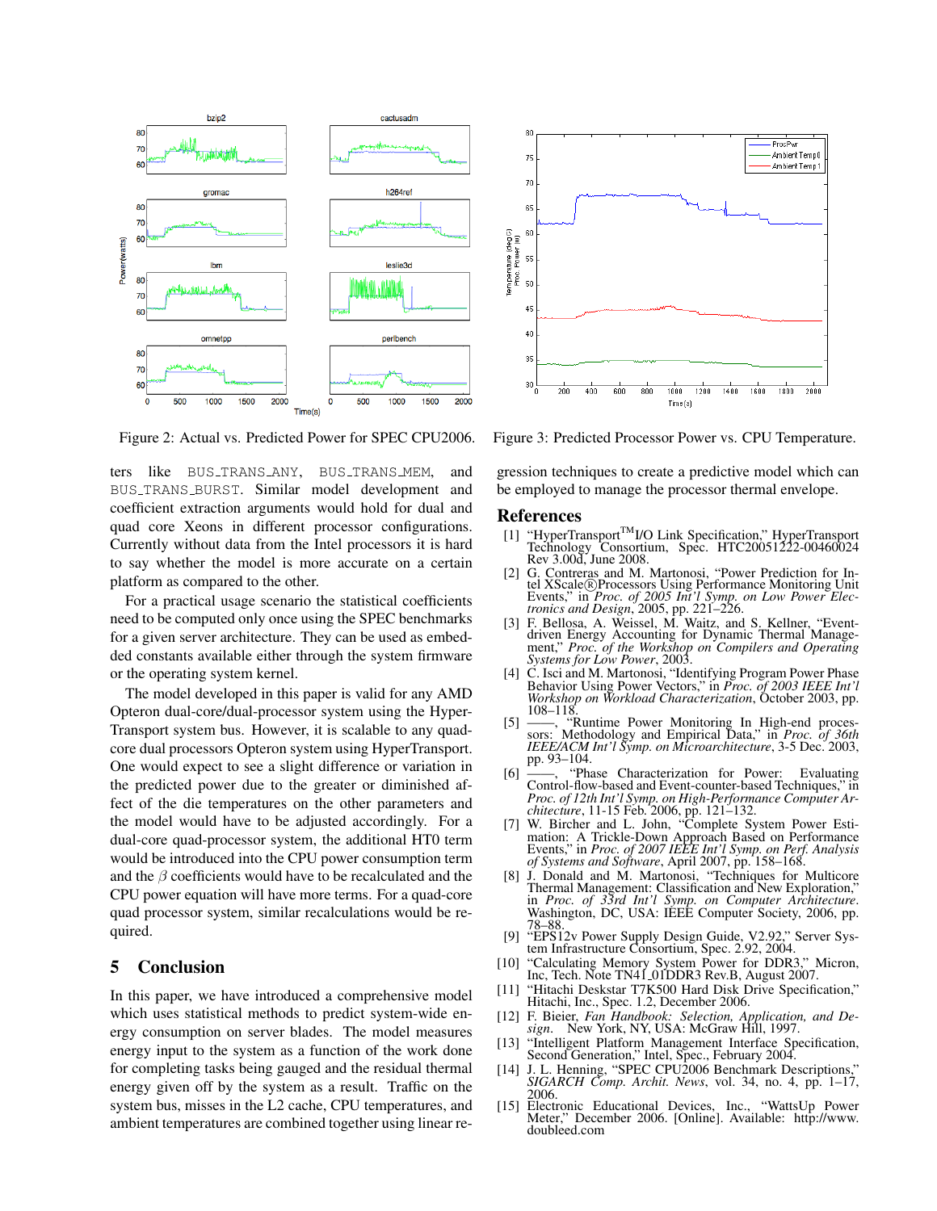bzip2
cactusadm
gromac
h264ref
lbm
leslie3d
omnetpp
perlbench
Power(watts)
80
70
60
0 500 1000 1500 2000
Time(s)

Figure 2: Actual vs. Predicted Power for SPEC CPU2006.

ProcPwr
Ambient Temp0
Ambient Temp1
Temperature (deg C)
Proc. Power (W)
80 75 70 65 60 55 50 45 40 35 30
0 200 400 600 800 1000 1200 1400 1600 1800 2000
Time(s)

Figure 3: Predicted Processor Power vs. CPU Temperature.

ters like BUS_TRANS_ANY, BUS_TRANS_MEM, and BUS_TRANS_BURST. Similar model development and coefficient extraction arguments would hold for dual and quad core Xeons in different processor configurations. Currently without data from the Intel processors it is hard to say whether the model is more accurate on a certain platform as compared to the other.

For a practical usage scenario the statistical coefficients need to be computed only once using the SPEC benchmarks for a given server architecture. They can be used as embedded constants available either through the system firmware or the operating system kernel.

The model developed in this paper is valid for any AMD Opteron dual-core/dual-processor system using the HyperTransport system bus. However, it is scalable to any quad-core dual processors Opteron system using HyperTransport. One would expect to see a slight difference or variation in the predicted power due to the greater or diminished affect of the die temperatures on the other parameters and the model would have to be adjusted accordingly. For a dual-core quad-processor system, the additional HT0 term would be introduced into the CPU power consumption term and the $\beta$ coefficients would have to be recalculated and the CPU power equation will have more terms. For a quad-core quad processor system, similar recalculations would be required.

## 5 Conclusion

In this paper, we have introduced a comprehensive model which uses statistical methods to predict system-wide energy consumption on server blades. The model measures energy input to the system as a function of the work done for completing tasks being gauged and the residual thermal energy given off by the system as a result. Traffic on the system bus, misses in the L2 cache, CPU temperatures, and ambient temperatures are combined together using linear regression techniques to create a predictive model which can be employed to manage the processor thermal envelope.

## References

[1] "HyperTransport™ I/O Link Specification," HyperTransport Technology Consortium, Spec. HTC20051222-00460024 Rev 3.00d, June 2008.

[2] G. Contreras and M. Martonosi, "Power Prediction for Intel XScale®Processors Using Performance Monitoring Unit Events," in *Proc. of 2005 Int'l Symp. on Low Power Electronics and Design*, 2005, pp. 221–226.

[3] F. Bellosa, A. Weissel, M. Waitz, and S. Kellner, "Event-driven Energy Accounting for Dynamic Thermal Management," *Proc. of the Workshop on Compilers and Operating Systems for Low Power*, 2003.

[4] C. Isci and M. Martonosi, "Identifying Program Power Phase Behavior Using Power Vectors," in *Proc. of 2003 IEEE Int'l Workshop on Workload Characterization*, October 2003, pp. 108–118.

[5] ——, "Runtime Power Monitoring In High-end processors: Methodology and Empirical Data," in *Proc. of 36th IEEE/ACM Int'l Symp. on Microarchitecture*, 3-5 Dec. 2003, pp. 93–104.

[6] ——, "Phase Characterization for Power: Evaluating Control-flow-based and Event-counter-based Techniques," in *Proc. of 12th Int'l Symp. on High-Performance Computer Architecture*, 11-15 Feb. 2006, pp. 121–132.

[7] W. Bircher and L. John, "Complete System Power Estimation: A Trickle-Down Approach Based on Performance Events," in *Proc. of 2007 IEEE Int'l Symp. on Perf. Analysis of Systems and Software*, April 2007, pp. 158–168.

[8] J. Donald and M. Martonosi, "Techniques for Multicore Thermal Management: Classification and New Exploration," in *Proc. of 33rd Int'l Symp. on Computer Architecture*. Washington, DC, USA: IEEE Computer Society, 2006, pp. 78–88.

[9] "EPS12v Power Supply Design Guide, V2.92," Server System Infrastructure Consortium, Spec. 2.92, 2004.

[10] "Calculating Memory System Power for DDR3," Micron, Inc, Tech. Note TN41_01DDR3 Rev.B, August 2007.

[11] "Hitachi Deskstar T7K500 Hard Disk Drive Specification," Hitachi, Inc., Spec. 1.2, December 2006.

[12] F. Bieier, *Fan Handbook: Selection, Application, and Design*. New York, NY, USA: McGraw Hill, 1997.

[13] "Intelligent Platform Management Interface Specification, Second Generation," Intel, Spec., February 2004.

[14] J. L. Henning, "SPEC CPU2006 Benchmark Descriptions," *SIGARCH Comp. Archit. News*, vol. 34, no. 4, pp. 1–17, 2006.

[15] Electronic Educational Devices, Inc., "WattsUp Power Meter," December 2006. [Online]. Available: http://www.doubleed.com